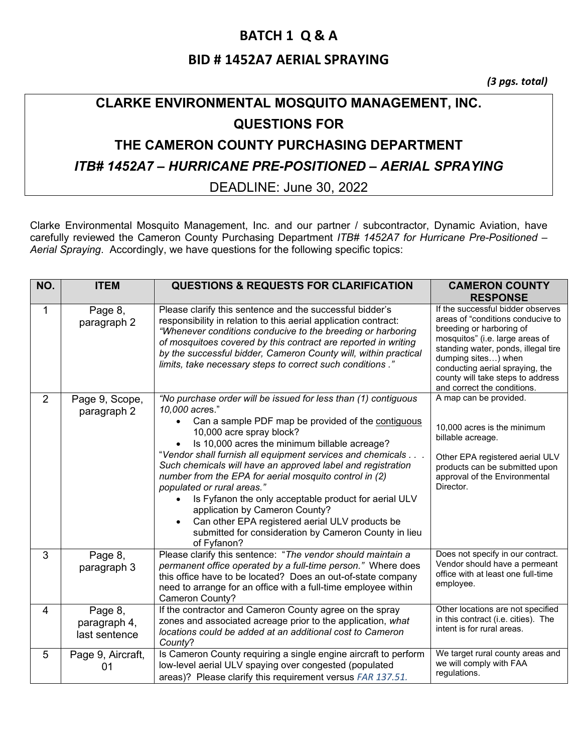# BATCH 1 Q & A

## BID # 1452A7 AERIAL SPRAYING

*(3 pgs. total)*

## CLARKE ENVIRONMENTAL MOSQUITO MANAGEMENT, INC.
## QUESTIONS FOR
## THE CAMERON COUNTY PURCHASING DEPARTMENT
## *ITB# 1452A7 – HURRICANE PRE-POSITIONED – AERIAL SPRAYING*

DEADLINE: June 30, 2022

Clarke Environmental Mosquito Management, Inc. and our partner / subcontractor, Dynamic Aviation, have carefully reviewed the Cameron County Purchasing Department *ITB# 1452A7 for Hurricane Pre-Positioned – Aerial Spraying*. Accordingly, we have questions for the following specific topics:

| NO. | ITEM | QUESTIONS & REQUESTS FOR CLARIFICATION | CAMERON COUNTY RESPONSE |
|---|---|---|---|
| 1 | Page 8, paragraph 2 | Please clarify this sentence and the successful bidder's responsibility in relation to this aerial application contract: *"Whenever conditions conducive to the breeding or harboring of mosquitoes covered by this contract are reported in writing by the successful bidder, Cameron County will, within practical limits, take necessary steps to correct such conditions ."* | If the successful bidder observes areas of "conditions conducive to breeding or harboring of mosquitos" (i.e. large areas of standing water, ponds, illegal tire dumping sites…) when conducting aerial spraying, the county will take steps to address and correct the conditions. |
| 2 | Page 9, Scope, paragraph 2 | *"No purchase order will be issued for less than (1) contiguous 10,000 acres."*<br>• Can a sample PDF map be provided of the <u>contiguous</u> 10,000 acre spray block?<br>• Is 10,000 acres the minimum billable acreage?<br>"*Vendor shall furnish all equipment services and chemicals . . . Such chemicals will have an approved label and registration number from the EPA for aerial mosquito control in (2) populated or rural areas."*<br>• Is Fyfanon the only acceptable product for aerial ULV application by Cameron County?<br>• Can other EPA registered aerial ULV products be submitted for consideration by Cameron County in lieu of Fyfanon? | A map can be provided.<br><br>10,000 acres is the minimum billable acreage.<br><br>Other EPA registered aerial ULV products can be submitted upon approval of the Environmental Director. |
| 3 | Page 8, paragraph 3 | Please clarify this sentence: "*The vendor should maintain a permanent office operated by a full-time person."* Where does this office have to be located? Does an out-of-state company need to arrange for an office with a full-time employee within Cameron County? | Does not specify in our contract. Vendor should have a permeant office with at least one full-time employee. |
| 4 | Page 8, paragraph 4, last sentence | If the contractor and Cameron County agree on the spray zones and associated acreage prior to the application, *what locations could be added at an additional cost to Cameron County*? | Other locations are not specified in this contract (i.e. cities). The intent is for rural areas. |
| 5 | Page 9, Aircraft, 01 | Is Cameron County requiring a single engine aircraft to perform low-level aerial ULV spaying over congested (populated areas)? Please clarify this requirement versus *FAR 137.51.* | We target rural county areas and we will comply with FAA regulations. |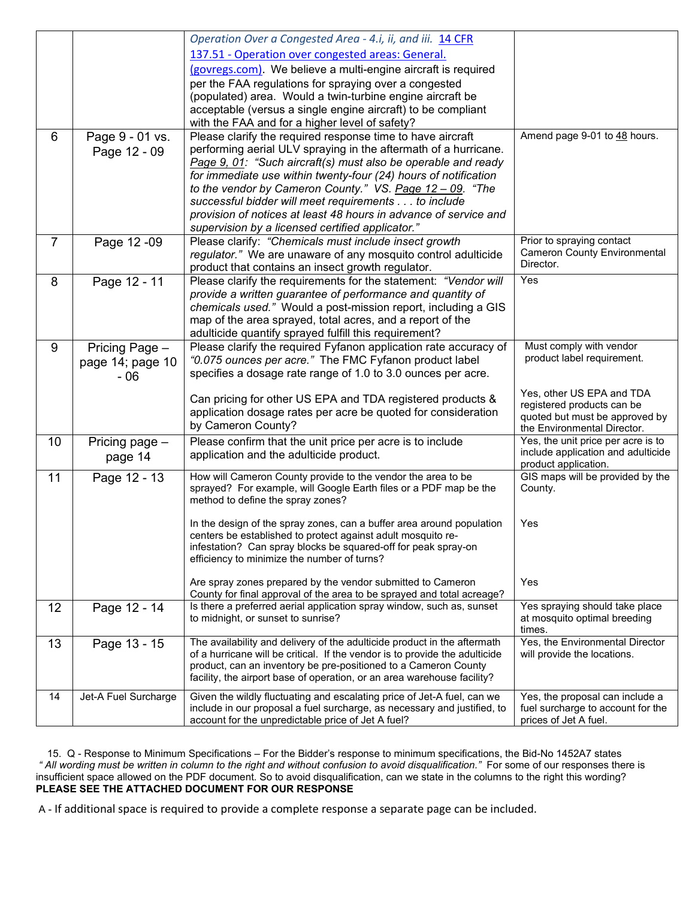| | | | |
|---|---|---|---|
| | | *Operation Over a Congested Area - 4.i, ii, and iii.* [14 CFR 137.51 - Operation over congested areas: General. (govregs.com)](). We believe a multi-engine aircraft is required per the FAA regulations for spraying over a congested (populated) area. Would a twin-turbine engine aircraft be acceptable (versus a single engine aircraft) to be compliant with the FAA and for a higher level of safety? | |
| 6 | Page 9 - 01 vs. Page 12 - 09 | Please clarify the required response time to have aircraft performing aerial ULV spraying in the aftermath of a hurricane. *Page 9, 01: "Such aircraft(s) must also be operable and ready for immediate use within twenty-four (24) hours of notification to the vendor by Cameron County." VS. Page 12 – 09. "The successful bidder will meet requirements . . . to include provision of notices at least 48 hours in advance of service and supervision by a licensed certified applicator."* | Amend page 9-01 to 48 hours. |
| 7 | Page 12 -09 | Please clarify: *"Chemicals must include insect growth regulator."* We are unaware of any mosquito control adulticide product that contains an insect growth regulator. | Prior to spraying contact Cameron County Environmental Director. |
| 8 | Page 12 - 11 | Please clarify the requirements for the statement: *"Vendor will provide a written guarantee of performance and quantity of chemicals used."* Would a post-mission report, including a GIS map of the area sprayed, total acres, and a report of the adulticide quantify sprayed fulfill this requirement? | Yes |
| 9 | Pricing Page – page 14; page 10 - 06 | Please clarify the required Fyfanon application rate accuracy of *"0.075 ounces per acre."* The FMC Fyfanon product label specifies a dosage rate range of 1.0 to 3.0 ounces per acre.<br><br>Can pricing for other US EPA and TDA registered products & application dosage rates per acre be quoted for consideration by Cameron County? | Must comply with vendor product label requirement.<br><br>Yes, other US EPA and TDA registered products can be quoted but must be approved by the Environmental Director. |
| 10 | Pricing page – page 14 | Please confirm that the unit price per acre is to include application and the adulticide product. | Yes, the unit price per acre is to include application and adulticide product application. |
| 11 | Page 12 - 13 | How will Cameron County provide to the vendor the area to be sprayed? For example, will Google Earth files or a PDF map be the method to define the spray zones?<br><br>In the design of the spray zones, can a buffer area around population centers be established to protect against adult mosquito re-infestation? Can spray blocks be squared-off for peak spray-on efficiency to minimize the number of turns?<br><br>Are spray zones prepared by the vendor submitted to Cameron County for final approval of the area to be sprayed and total acreage? | GIS maps will be provided by the County.<br><br>Yes<br><br>Yes |
| 12 | Page 12 - 14 | Is there a preferred aerial application spray window, such as, sunset to midnight, or sunset to sunrise? | Yes spraying should take place at mosquito optimal breeding times. |
| 13 | Page 13 - 15 | The availability and delivery of the adulticide product in the aftermath of a hurricane will be critical. If the vendor is to provide the adulticide product, can an inventory be pre-positioned to a Cameron County facility, the airport base of operation, or an area warehouse facility? | Yes, the Environmental Director will provide the locations. |
| 14 | Jet-A Fuel Surcharge | Given the wildly fluctuating and escalating price of Jet-A fuel, can we include in our proposal a fuel surcharge, as necessary and justified, to account for the unpredictable price of Jet A fuel? | Yes, the proposal can include a fuel surcharge to account for the prices of Jet A fuel. |

15. Q - Response to Minimum Specifications – For the Bidder's response to minimum specifications, the Bid-No 1452A7 states *" All wording must be written in column to the right and without confusion to avoid disqualification."* For some of our responses there is insufficient space allowed on the PDF document. So to avoid disqualification, can we state in the columns to the right this wording?
**PLEASE SEE THE ATTACHED DOCUMENT FOR OUR RESPONSE**

A - If additional space is required to provide a complete response a separate page can be included.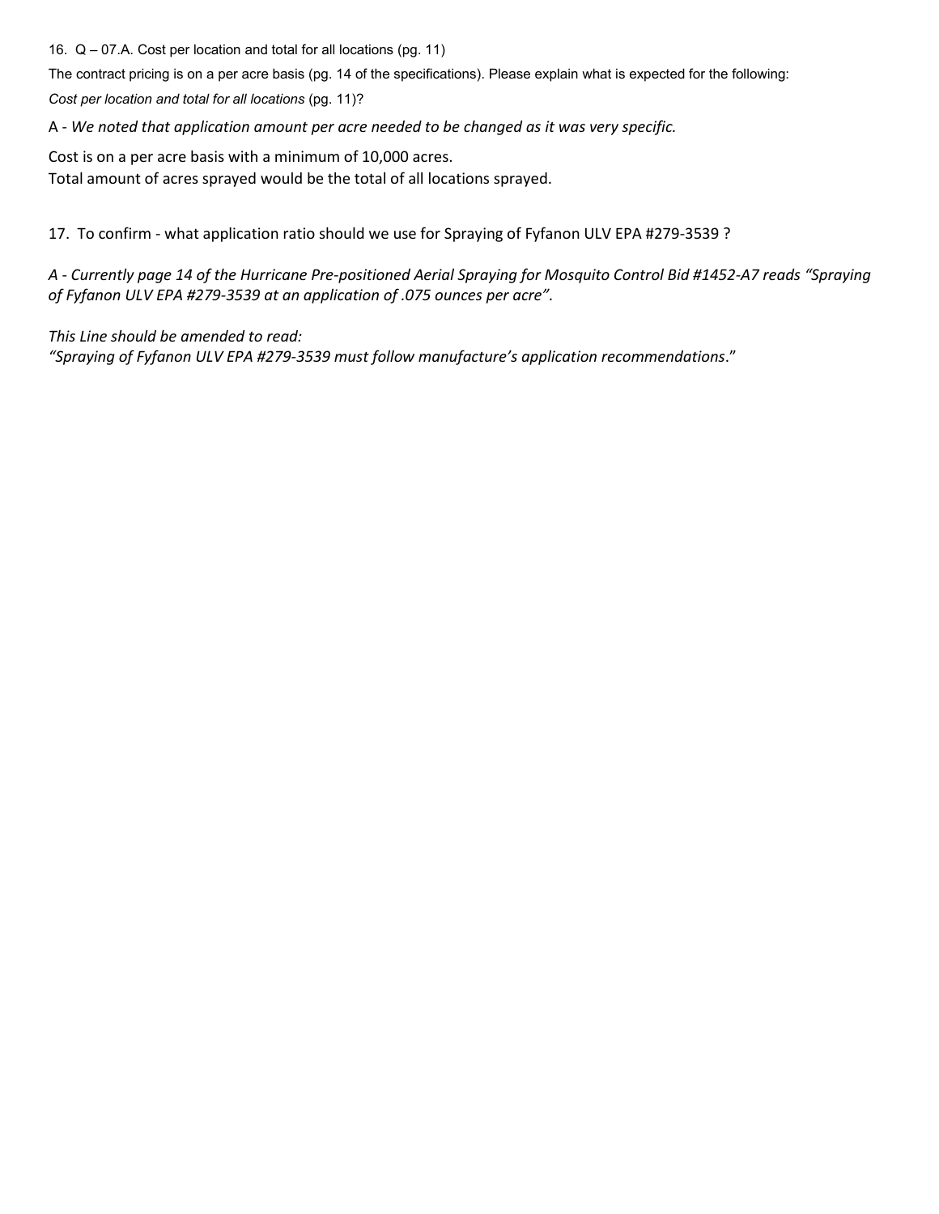16. Q – 07.A. Cost per location and total for all locations (pg. 11)

The contract pricing is on a per acre basis (pg. 14 of the specifications). Please explain what is expected for the following:

*Cost per location and total for all locations* (pg. 11)?

A - *We noted that application amount per acre needed to be changed as it was very specific.*

Cost is on a per acre basis with a minimum of 10,000 acres.
Total amount of acres sprayed would be the total of all locations sprayed.

17. To confirm - what application ratio should we use for Spraying of Fyfanon ULV EPA #279-3539 ?

*A - Currently page 14 of the Hurricane Pre-positioned Aerial Spraying for Mosquito Control Bid #1452-A7 reads "Spraying of Fyfanon ULV EPA #279-3539 at an application of .075 ounces per acre".*

*This Line should be amended to read:*
*"Spraying of Fyfanon ULV EPA #279-3539 must follow manufacture's application recommendations*."